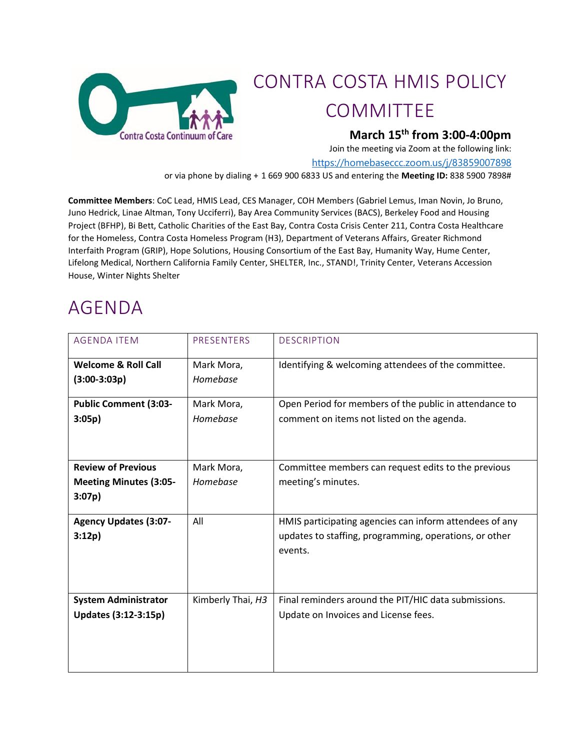# CONTRA COSTA HMIS POLICY COMMITTEE

**March 15th from 3:00-4:00pm**

Join the meeting via Zoom at the following link: https://homebaseccc.zoom.us/j/83859007898

or via phone by dialing + 1 669 900 6833 US and entering the **Meeting ID:** 838 5900 7898#

**Committee Members**: CoC Lead, HMIS Lead, CES Manager, COH Members (Gabriel Lemus, Iman Novin, Jo Bruno, Juno Hedrick, Linae Altman, Tony Ucciferri), Bay Area Community Services (BACS), Berkeley Food and Housing Project (BFHP), Bi Bett, Catholic Charities of the East Bay, Contra Costa Crisis Center 211, Contra Costa Healthcare for the Homeless, Contra Costa Homeless Program (H3), Department of Veterans Affairs, Greater Richmond Interfaith Program (GRIP), Hope Solutions, Housing Consortium of the East Bay, Humanity Way, Hume Center, Lifelong Medical, Northern California Family Center, SHELTER, Inc., STAND!, Trinity Center, Veterans Accession House, Winter Nights Shelter

## AGENDA

| AGENDA ITEM | PRESENTERS | DESCRIPTION |
|---|---|---|
| **Welcome & Roll Call (3:00-3:03p)** | Mark Mora, *Homebase* | Identifying & welcoming attendees of the committee. |
| **Public Comment (3:03-3:05p)** | Mark Mora, *Homebase* | Open Period for members of the public in attendance to comment on items not listed on the agenda. |
| **Review of Previous Meeting Minutes (3:05-3:07p)** | Mark Mora, *Homebase* | Committee members can request edits to the previous meeting's minutes. |
| **Agency Updates (3:07-3:12p)** | All | HMIS participating agencies can inform attendees of any updates to staffing, programming, operations, or other events. |
| **System Administrator Updates (3:12-3:15p)** | Kimberly Thai, *H3* | Final reminders around the PIT/HIC data submissions. Update on Invoices and License fees. |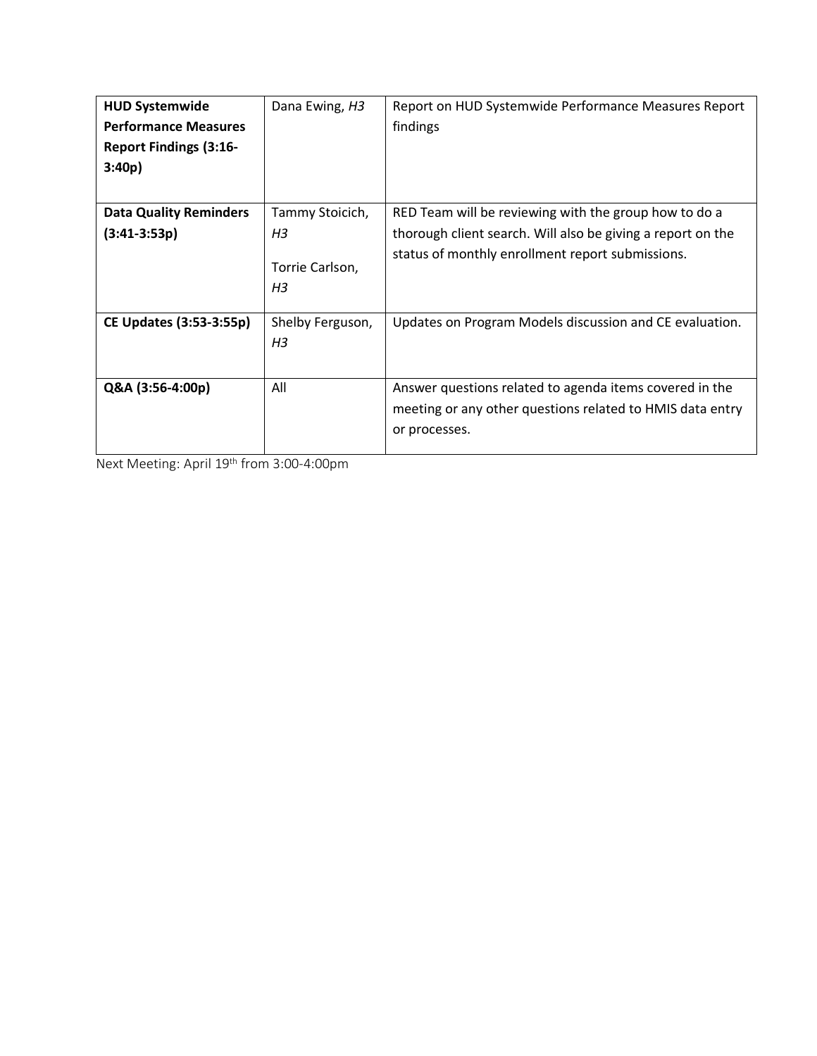| **HUD Systemwide Performance Measures Report Findings (3:16-3:40p)** | Dana Ewing, *H3* | Report on HUD Systemwide Performance Measures Report findings |
|---|---|---|
| **Data Quality Reminders (3:41-3:53p)** | Tammy Stoicich, *H3*<br><br>Torrie Carlson, *H3* | RED Team will be reviewing with the group how to do a thorough client search. Will also be giving a report on the status of monthly enrollment report submissions. |
| **CE Updates (3:53-3:55p)** | Shelby Ferguson, *H3* | Updates on Program Models discussion and CE evaluation. |
| **Q&A (3:56-4:00p)** | All | Answer questions related to agenda items covered in the meeting or any other questions related to HMIS data entry or processes. |

Next Meeting: April 19th from 3:00-4:00pm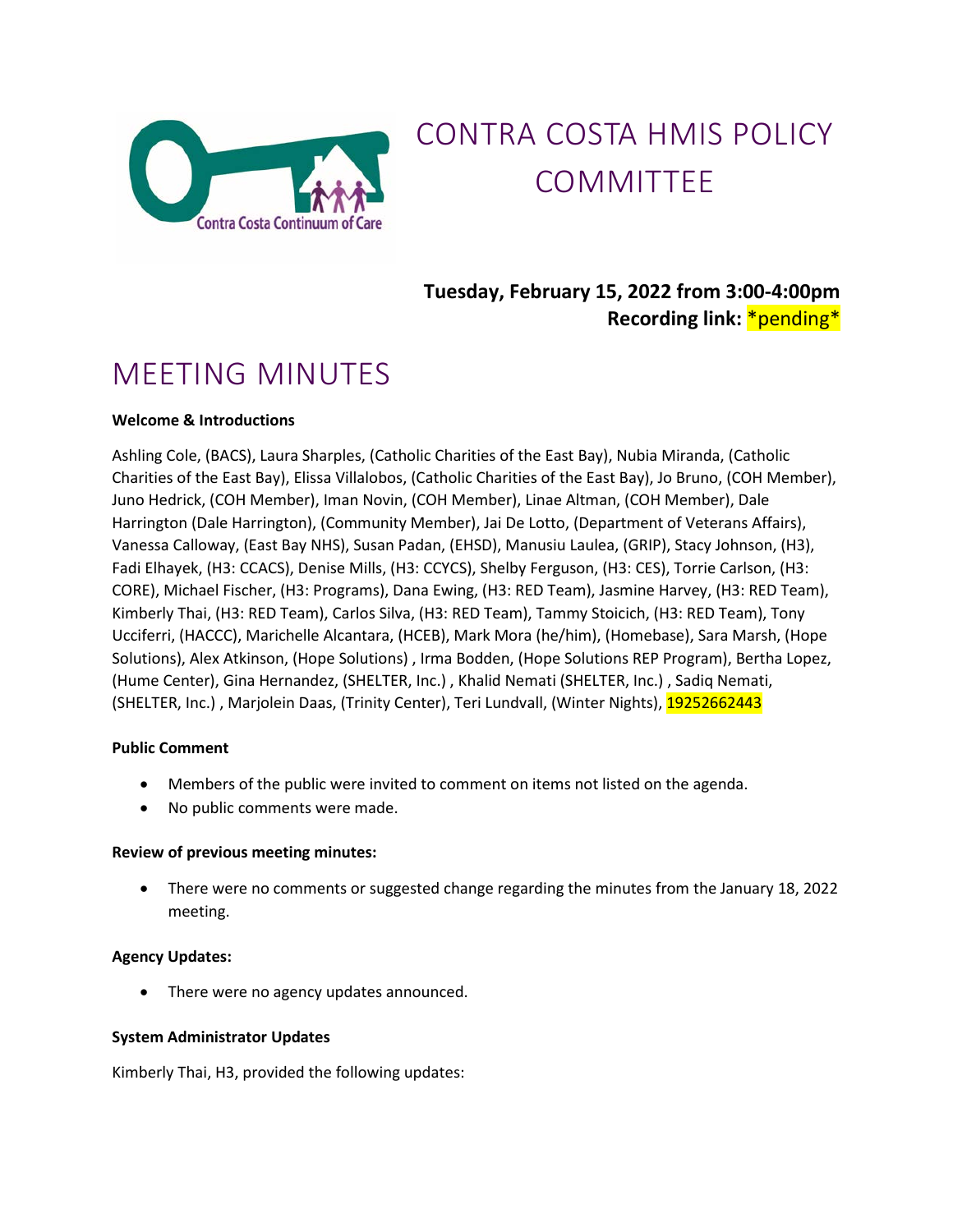# CONTRA COSTA HMIS POLICY COMMITTEE

**Tuesday, February 15, 2022 from 3:00-4:00pm**
**Recording link:** *pending*

# MEETING MINUTES

**Welcome & Introductions**

Ashling Cole, (BACS), Laura Sharples, (Catholic Charities of the East Bay), Nubia Miranda, (Catholic Charities of the East Bay), Elissa Villalobos, (Catholic Charities of the East Bay), Jo Bruno, (COH Member), Juno Hedrick, (COH Member), Iman Novin, (COH Member), Linae Altman, (COH Member), Dale Harrington (Dale Harrington), (Community Member), Jai De Lotto, (Department of Veterans Affairs), Vanessa Calloway, (East Bay NHS), Susan Padan, (EHSD), Manusiu Laulea, (GRIP), Stacy Johnson, (H3), Fadi Elhayek, (H3: CCACS), Denise Mills, (H3: CCYCS), Shelby Ferguson, (H3: CES), Torrie Carlson, (H3: CORE), Michael Fischer, (H3: Programs), Dana Ewing, (H3: RED Team), Jasmine Harvey, (H3: RED Team), Kimberly Thai, (H3: RED Team), Carlos Silva, (H3: RED Team), Tammy Stoicich, (H3: RED Team), Tony Ucciferri, (HACCC), Marichelle Alcantara, (HCEB), Mark Mora (he/him), (Homebase), Sara Marsh, (Hope Solutions), Alex Atkinson, (Hope Solutions) , Irma Bodden, (Hope Solutions REP Program), Bertha Lopez, (Hume Center), Gina Hernandez, (SHELTER, Inc.) , Khalid Nemati (SHELTER, Inc.) , Sadiq Nemati, (SHELTER, Inc.) , Marjolein Daas, (Trinity Center), Teri Lundvall, (Winter Nights), 19252662443

**Public Comment**

- Members of the public were invited to comment on items not listed on the agenda.
- No public comments were made.

**Review of previous meeting minutes:**

- There were no comments or suggested change regarding the minutes from the January 18, 2022 meeting.

**Agency Updates:**

- There were no agency updates announced.

**System Administrator Updates**

Kimberly Thai, H3, provided the following updates: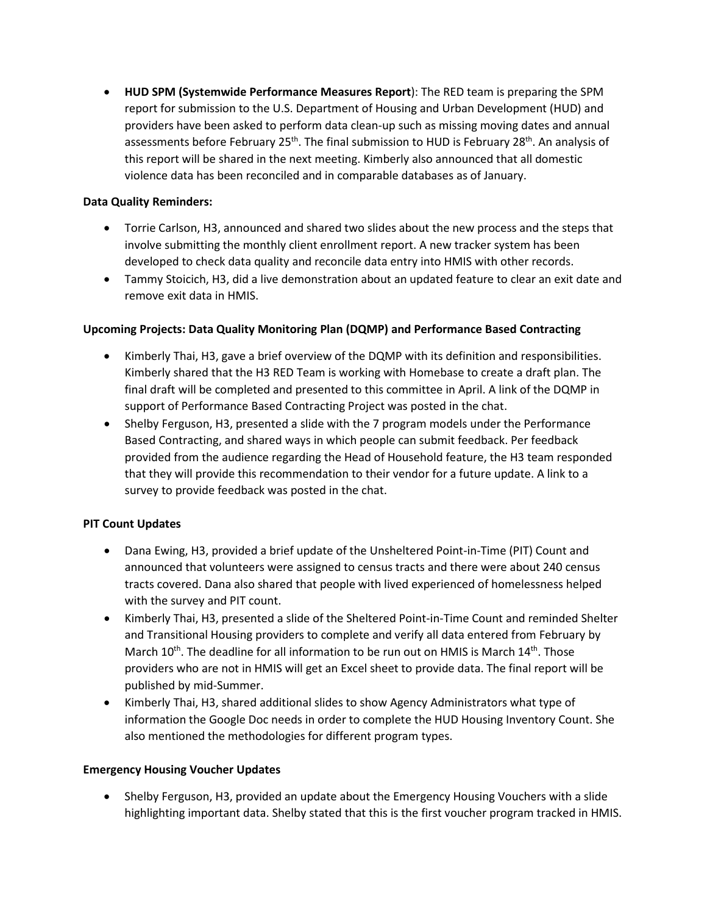- **HUD SPM (Systemwide Performance Measures Report**): The RED team is preparing the SPM report for submission to the U.S. Department of Housing and Urban Development (HUD) and providers have been asked to perform data clean-up such as missing moving dates and annual assessments before February 25th. The final submission to HUD is February 28th. An analysis of this report will be shared in the next meeting. Kimberly also announced that all domestic violence data has been reconciled and in comparable databases as of January.

**Data Quality Reminders:**

- Torrie Carlson, H3, announced and shared two slides about the new process and the steps that involve submitting the monthly client enrollment report. A new tracker system has been developed to check data quality and reconcile data entry into HMIS with other records.
- Tammy Stoicich, H3, did a live demonstration about an updated feature to clear an exit date and remove exit data in HMIS.

**Upcoming Projects: Data Quality Monitoring Plan (DQMP) and Performance Based Contracting**

- Kimberly Thai, H3, gave a brief overview of the DQMP with its definition and responsibilities. Kimberly shared that the H3 RED Team is working with Homebase to create a draft plan. The final draft will be completed and presented to this committee in April. A link of the DQMP in support of Performance Based Contracting Project was posted in the chat.
- Shelby Ferguson, H3, presented a slide with the 7 program models under the Performance Based Contracting, and shared ways in which people can submit feedback. Per feedback provided from the audience regarding the Head of Household feature, the H3 team responded that they will provide this recommendation to their vendor for a future update. A link to a survey to provide feedback was posted in the chat.

**PIT Count Updates**

- Dana Ewing, H3, provided a brief update of the Unsheltered Point-in-Time (PIT) Count and announced that volunteers were assigned to census tracts and there were about 240 census tracts covered. Dana also shared that people with lived experienced of homelessness helped with the survey and PIT count.
- Kimberly Thai, H3, presented a slide of the Sheltered Point-in-Time Count and reminded Shelter and Transitional Housing providers to complete and verify all data entered from February by March 10th. The deadline for all information to be run out on HMIS is March 14th. Those providers who are not in HMIS will get an Excel sheet to provide data. The final report will be published by mid-Summer.
- Kimberly Thai, H3, shared additional slides to show Agency Administrators what type of information the Google Doc needs in order to complete the HUD Housing Inventory Count. She also mentioned the methodologies for different program types.

**Emergency Housing Voucher Updates**

- Shelby Ferguson, H3, provided an update about the Emergency Housing Vouchers with a slide highlighting important data. Shelby stated that this is the first voucher program tracked in HMIS.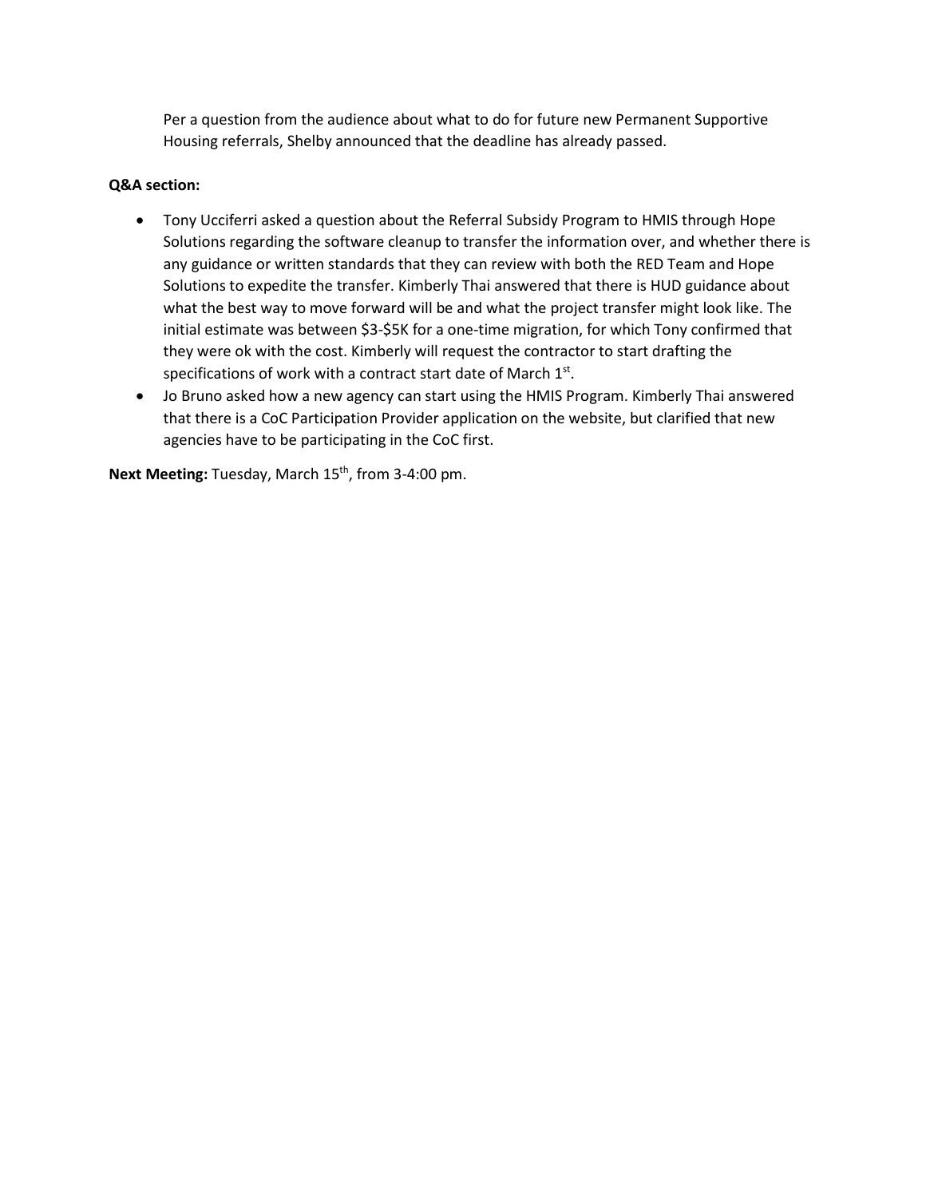Per a question from the audience about what to do for future new Permanent Supportive Housing referrals, Shelby announced that the deadline has already passed.

**Q&A section:**

- Tony Ucciferri asked a question about the Referral Subsidy Program to HMIS through Hope Solutions regarding the software cleanup to transfer the information over, and whether there is any guidance or written standards that they can review with both the RED Team and Hope Solutions to expedite the transfer. Kimberly Thai answered that there is HUD guidance about what the best way to move forward will be and what the project transfer might look like. The initial estimate was between $3-$5K for a one-time migration, for which Tony confirmed that they were ok with the cost. Kimberly will request the contractor to start drafting the specifications of work with a contract start date of March 1st.
- Jo Bruno asked how a new agency can start using the HMIS Program. Kimberly Thai answered that there is a CoC Participation Provider application on the website, but clarified that new agencies have to be participating in the CoC first.

**Next Meeting:** Tuesday, March 15th, from 3-4:00 pm.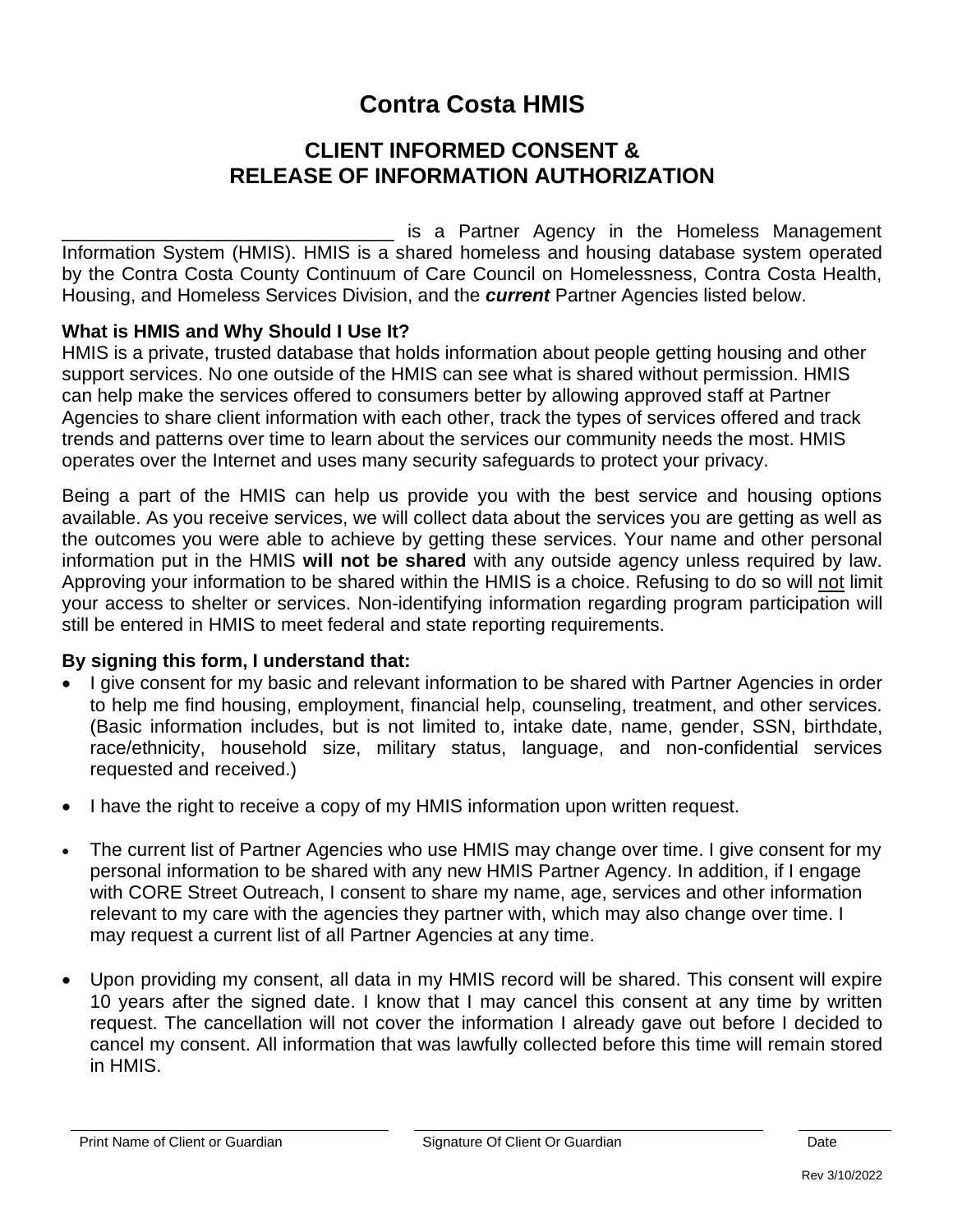# Contra Costa HMIS

## CLIENT INFORMED CONSENT & RELEASE OF INFORMATION AUTHORIZATION

_______________________________ is a Partner Agency in the Homeless Management Information System (HMIS). HMIS is a shared homeless and housing database system operated by the Contra Costa County Continuum of Care Council on Homelessness, Contra Costa Health, Housing, and Homeless Services Division, and the ***current*** Partner Agencies listed below.

**What is HMIS and Why Should I Use It?**

HMIS is a private, trusted database that holds information about people getting housing and other support services. No one outside of the HMIS can see what is shared without permission. HMIS can help make the services offered to consumers better by allowing approved staff at Partner Agencies to share client information with each other, track the types of services offered and track trends and patterns over time to learn about the services our community needs the most. HMIS operates over the Internet and uses many security safeguards to protect your privacy.

Being a part of the HMIS can help us provide you with the best service and housing options available. As you receive services, we will collect data about the services you are getting as well as the outcomes you were able to achieve by getting these services. Your name and other personal information put in the HMIS **will not be shared** with any outside agency unless required by law. Approving your information to be shared within the HMIS is a choice. Refusing to do so will <u>not</u> limit your access to shelter or services. Non-identifying information regarding program participation will still be entered in HMIS to meet federal and state reporting requirements.

**By signing this form, I understand that:**

- I give consent for my basic and relevant information to be shared with Partner Agencies in order to help me find housing, employment, financial help, counseling, treatment, and other services. (Basic information includes, but is not limited to, intake date, name, gender, SSN, birthdate, race/ethnicity, household size, military status, language, and non-confidential services requested and received.)
- I have the right to receive a copy of my HMIS information upon written request.
- The current list of Partner Agencies who use HMIS may change over time. I give consent for my personal information to be shared with any new HMIS Partner Agency. In addition, if I engage with CORE Street Outreach, I consent to share my name, age, services and other information relevant to my care with the agencies they partner with, which may also change over time. I may request a current list of all Partner Agencies at any time.
- Upon providing my consent, all data in my HMIS record will be shared. This consent will expire 10 years after the signed date. I know that I may cancel this consent at any time by written request. The cancellation will not cover the information I already gave out before I decided to cancel my consent. All information that was lawfully collected before this time will remain stored in HMIS.

| Print Name of Client or Guardian | Signature Of Client Or Guardian | Date |
|---|---|---|
| | | |

Rev 3/10/2022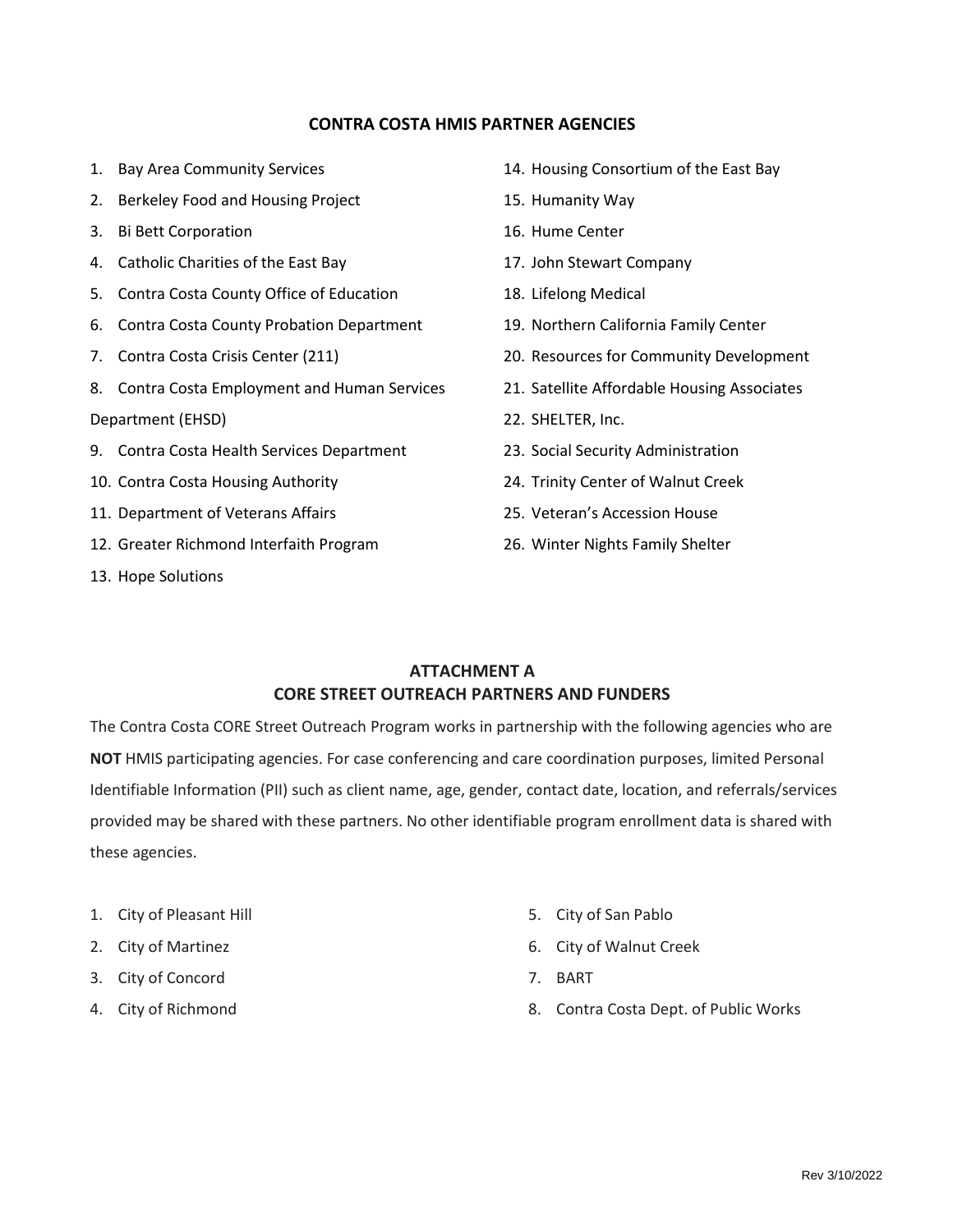## CONTRA COSTA HMIS PARTNER AGENCIES

1. Bay Area Community Services
2. Berkeley Food and Housing Project
3. Bi Bett Corporation
4. Catholic Charities of the East Bay
5. Contra Costa County Office of Education
6. Contra Costa County Probation Department
7. Contra Costa Crisis Center (211)
8. Contra Costa Employment and Human Services Department (EHSD)
9. Contra Costa Health Services Department
10. Contra Costa Housing Authority
11. Department of Veterans Affairs
12. Greater Richmond Interfaith Program
13. Hope Solutions
14. Housing Consortium of the East Bay
15. Humanity Way
16. Hume Center
17. John Stewart Company
18. Lifelong Medical
19. Northern California Family Center
20. Resources for Community Development
21. Satellite Affordable Housing Associates
22. SHELTER, Inc.
23. Social Security Administration
24. Trinity Center of Walnut Creek
25. Veteran's Accession House
26. Winter Nights Family Shelter

## ATTACHMENT A
## CORE STREET OUTREACH PARTNERS AND FUNDERS

The Contra Costa CORE Street Outreach Program works in partnership with the following agencies who are **NOT** HMIS participating agencies. For case conferencing and care coordination purposes, limited Personal Identifiable Information (PII) such as client name, age, gender, contact date, location, and referrals/services provided may be shared with these partners. No other identifiable program enrollment data is shared with these agencies.

1. City of Pleasant Hill
2. City of Martinez
3. City of Concord
4. City of Richmond
5. City of San Pablo
6. City of Walnut Creek
7. BART
8. Contra Costa Dept. of Public Works

Rev 3/10/2022